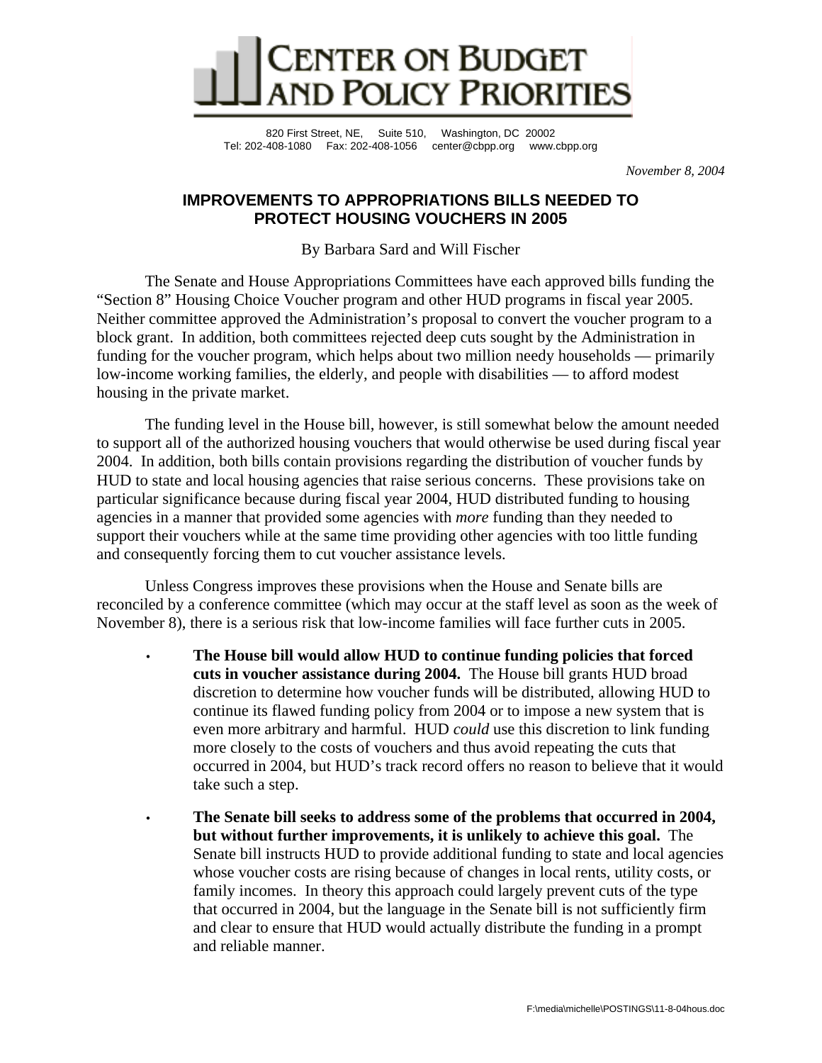# CENTER ON BUDGET AND POLICY PRIORITIES

820 First Street, NE, Suite 510, Washington, DC 20002
Tel: 202-408-1080 Fax: 202-408-1056 center@cbpp.org www.cbpp.org

*November 8, 2004*

## IMPROVEMENTS TO APPROPRIATIONS BILLS NEEDED TO PROTECT HOUSING VOUCHERS IN 2005

By Barbara Sard and Will Fischer

The Senate and House Appropriations Committees have each approved bills funding the "Section 8" Housing Choice Voucher program and other HUD programs in fiscal year 2005. Neither committee approved the Administration's proposal to convert the voucher program to a block grant. In addition, both committees rejected deep cuts sought by the Administration in funding for the voucher program, which helps about two million needy households — primarily low-income working families, the elderly, and people with disabilities — to afford modest housing in the private market.

The funding level in the House bill, however, is still somewhat below the amount needed to support all of the authorized housing vouchers that would otherwise be used during fiscal year 2004. In addition, both bills contain provisions regarding the distribution of voucher funds by HUD to state and local housing agencies that raise serious concerns. These provisions take on particular significance because during fiscal year 2004, HUD distributed funding to housing agencies in a manner that provided some agencies with *more* funding than they needed to support their vouchers while at the same time providing other agencies with too little funding and consequently forcing them to cut voucher assistance levels.

Unless Congress improves these provisions when the House and Senate bills are reconciled by a conference committee (which may occur at the staff level as soon as the week of November 8), there is a serious risk that low-income families will face further cuts in 2005.

- **The House bill would allow HUD to continue funding policies that forced cuts in voucher assistance during 2004.** The House bill grants HUD broad discretion to determine how voucher funds will be distributed, allowing HUD to continue its flawed funding policy from 2004 or to impose a new system that is even more arbitrary and harmful. HUD *could* use this discretion to link funding more closely to the costs of vouchers and thus avoid repeating the cuts that occurred in 2004, but HUD's track record offers no reason to believe that it would take such a step.

- **The Senate bill seeks to address some of the problems that occurred in 2004, but without further improvements, it is unlikely to achieve this goal.** The Senate bill instructs HUD to provide additional funding to state and local agencies whose voucher costs are rising because of changes in local rents, utility costs, or family incomes. In theory this approach could largely prevent cuts of the type that occurred in 2004, but the language in the Senate bill is not sufficiently firm and clear to ensure that HUD would actually distribute the funding in a prompt and reliable manner.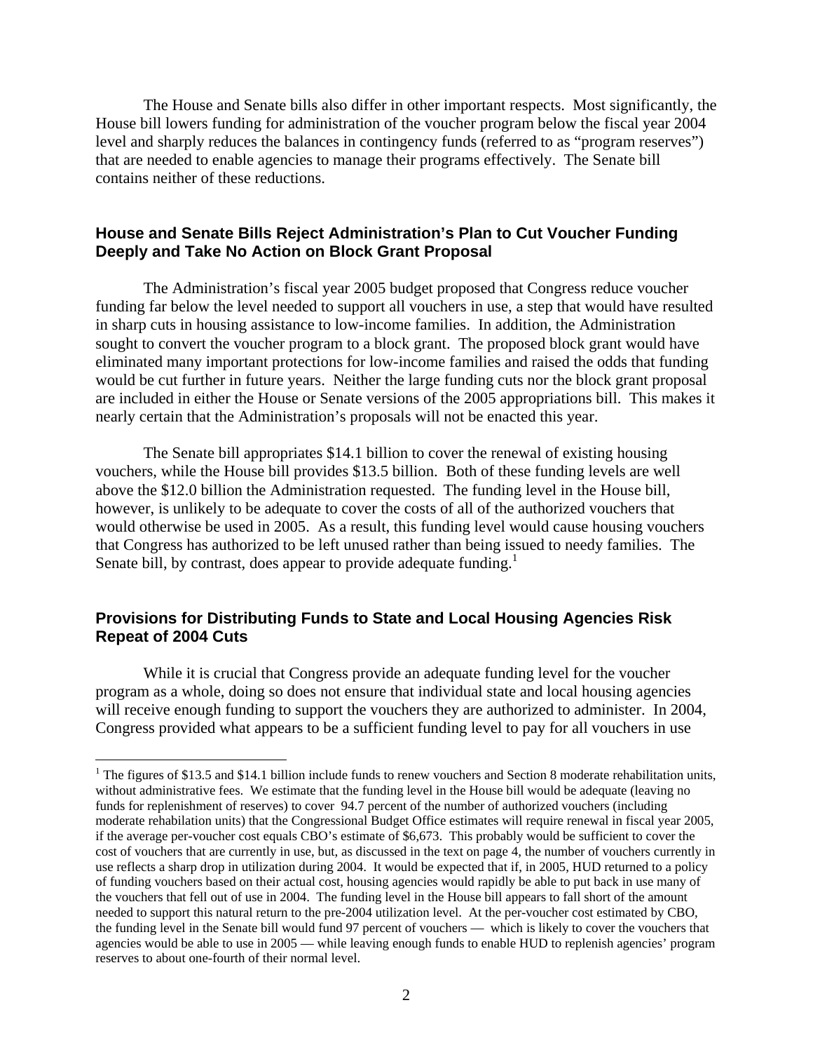The House and Senate bills also differ in other important respects. Most significantly, the House bill lowers funding for administration of the voucher program below the fiscal year 2004 level and sharply reduces the balances in contingency funds (referred to as "program reserves") that are needed to enable agencies to manage their programs effectively. The Senate bill contains neither of these reductions.

### House and Senate Bills Reject Administration's Plan to Cut Voucher Funding Deeply and Take No Action on Block Grant Proposal

The Administration's fiscal year 2005 budget proposed that Congress reduce voucher funding far below the level needed to support all vouchers in use, a step that would have resulted in sharp cuts in housing assistance to low-income families. In addition, the Administration sought to convert the voucher program to a block grant. The proposed block grant would have eliminated many important protections for low-income families and raised the odds that funding would be cut further in future years. Neither the large funding cuts nor the block grant proposal are included in either the House or Senate versions of the 2005 appropriations bill. This makes it nearly certain that the Administration's proposals will not be enacted this year.

The Senate bill appropriates $14.1 billion to cover the renewal of existing housing vouchers, while the House bill provides $13.5 billion. Both of these funding levels are well above the $12.0 billion the Administration requested. The funding level in the House bill, however, is unlikely to be adequate to cover the costs of all of the authorized vouchers that would otherwise be used in 2005. As a result, this funding level would cause housing vouchers that Congress has authorized to be left unused rather than being issued to needy families. The Senate bill, by contrast, does appear to provide adequate funding.[1]

### Provisions for Distributing Funds to State and Local Housing Agencies Risk Repeat of 2004 Cuts

While it is crucial that Congress provide an adequate funding level for the voucher program as a whole, doing so does not ensure that individual state and local housing agencies will receive enough funding to support the vouchers they are authorized to administer. In 2004, Congress provided what appears to be a sufficient funding level to pay for all vouchers in use

[1] The figures of $13.5 and $14.1 billion include funds to renew vouchers and Section 8 moderate rehabilitation units, without administrative fees. We estimate that the funding level in the House bill would be adequate (leaving no funds for replenishment of reserves) to cover 94.7 percent of the number of authorized vouchers (including moderate rehabilation units) that the Congressional Budget Office estimates will require renewal in fiscal year 2005, if the average per-voucher cost equals CBO's estimate of $6,673. This probably would be sufficient to cover the cost of vouchers that are currently in use, but, as discussed in the text on page 4, the number of vouchers currently in use reflects a sharp drop in utilization during 2004. It would be expected that if, in 2005, HUD returned to a policy of funding vouchers based on their actual cost, housing agencies would rapidly be able to put back in use many of the vouchers that fell out of use in 2004. The funding level in the House bill appears to fall short of the amount needed to support this natural return to the pre-2004 utilization level. At the per-voucher cost estimated by CBO, the funding level in the Senate bill would fund 97 percent of vouchers — which is likely to cover the vouchers that agencies would be able to use in 2005 — while leaving enough funds to enable HUD to replenish agencies' program reserves to about one-fourth of their normal level.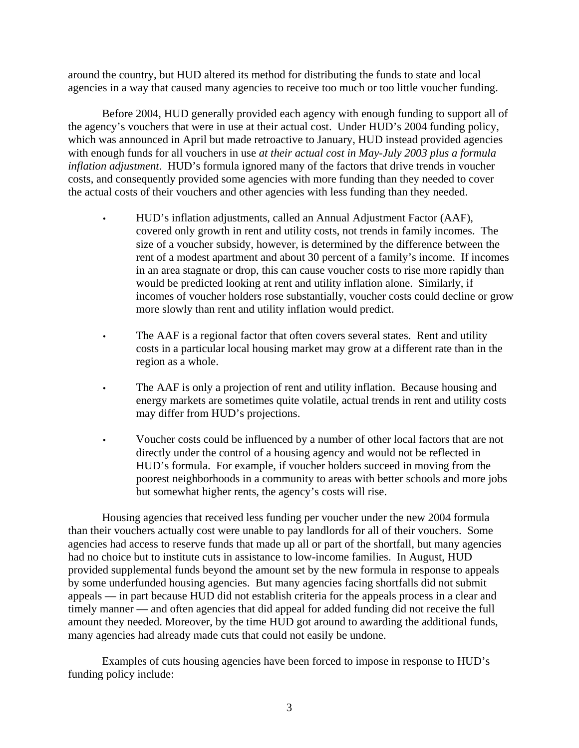around the country, but HUD altered its method for distributing the funds to state and local agencies in a way that caused many agencies to receive too much or too little voucher funding.

Before 2004, HUD generally provided each agency with enough funding to support all of the agency's vouchers that were in use at their actual cost. Under HUD's 2004 funding policy, which was announced in April but made retroactive to January, HUD instead provided agencies with enough funds for all vouchers in use *at their actual cost in May-July 2003 plus a formula inflation adjustment*. HUD's formula ignored many of the factors that drive trends in voucher costs, and consequently provided some agencies with more funding than they needed to cover the actual costs of their vouchers and other agencies with less funding than they needed.

- HUD's inflation adjustments, called an Annual Adjustment Factor (AAF), covered only growth in rent and utility costs, not trends in family incomes. The size of a voucher subsidy, however, is determined by the difference between the rent of a modest apartment and about 30 percent of a family's income. If incomes in an area stagnate or drop, this can cause voucher costs to rise more rapidly than would be predicted looking at rent and utility inflation alone. Similarly, if incomes of voucher holders rose substantially, voucher costs could decline or grow more slowly than rent and utility inflation would predict.

- The AAF is a regional factor that often covers several states. Rent and utility costs in a particular local housing market may grow at a different rate than in the region as a whole.

- The AAF is only a projection of rent and utility inflation. Because housing and energy markets are sometimes quite volatile, actual trends in rent and utility costs may differ from HUD's projections.

- Voucher costs could be influenced by a number of other local factors that are not directly under the control of a housing agency and would not be reflected in HUD's formula. For example, if voucher holders succeed in moving from the poorest neighborhoods in a community to areas with better schools and more jobs but somewhat higher rents, the agency's costs will rise.

Housing agencies that received less funding per voucher under the new 2004 formula than their vouchers actually cost were unable to pay landlords for all of their vouchers. Some agencies had access to reserve funds that made up all or part of the shortfall, but many agencies had no choice but to institute cuts in assistance to low-income families. In August, HUD provided supplemental funds beyond the amount set by the new formula in response to appeals by some underfunded housing agencies. But many agencies facing shortfalls did not submit appeals — in part because HUD did not establish criteria for the appeals process in a clear and timely manner — and often agencies that did appeal for added funding did not receive the full amount they needed. Moreover, by the time HUD got around to awarding the additional funds, many agencies had already made cuts that could not easily be undone.

Examples of cuts housing agencies have been forced to impose in response to HUD's funding policy include: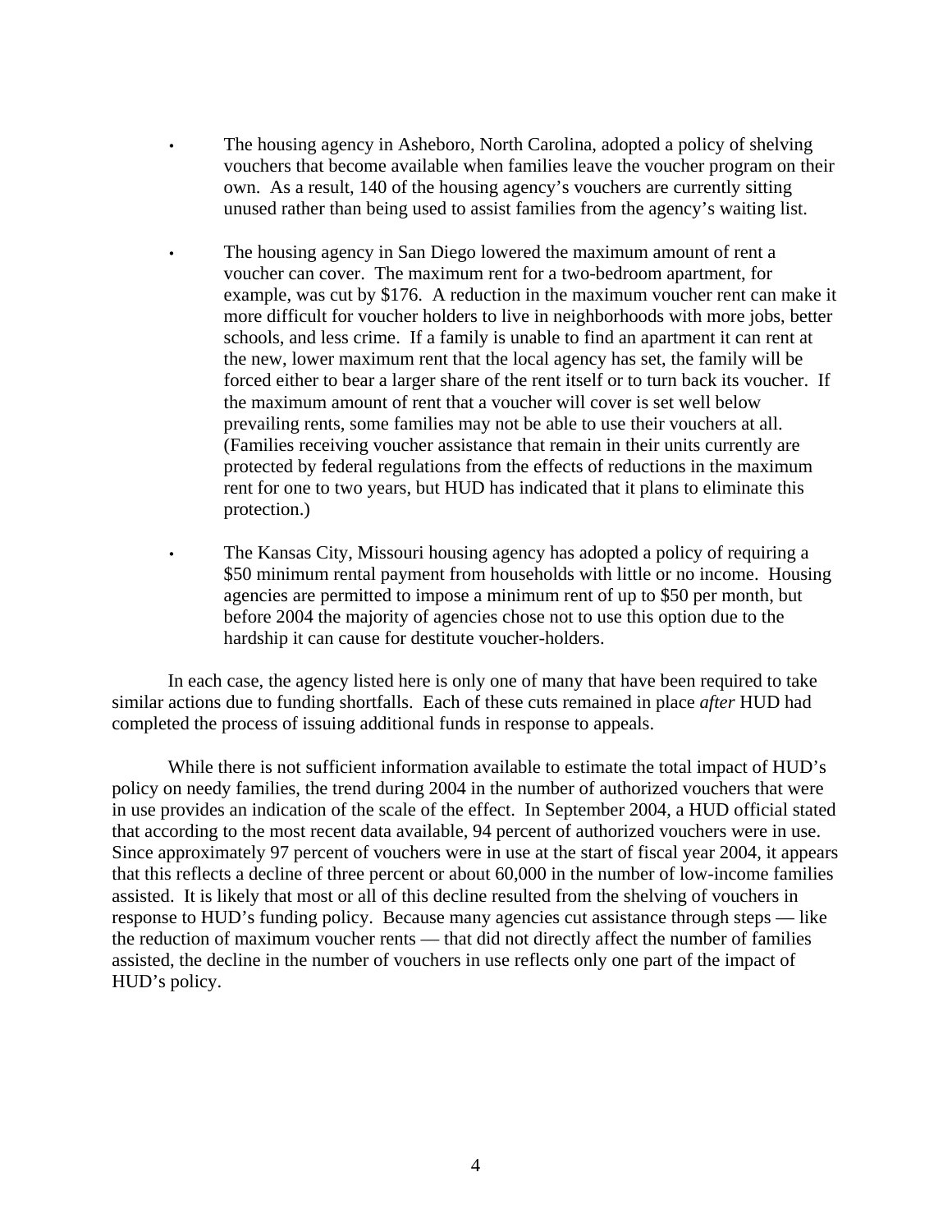- The housing agency in Asheboro, North Carolina, adopted a policy of shelving vouchers that become available when families leave the voucher program on their own. As a result, 140 of the housing agency's vouchers are currently sitting unused rather than being used to assist families from the agency's waiting list.

- The housing agency in San Diego lowered the maximum amount of rent a voucher can cover. The maximum rent for a two-bedroom apartment, for example, was cut by $176. A reduction in the maximum voucher rent can make it more difficult for voucher holders to live in neighborhoods with more jobs, better schools, and less crime. If a family is unable to find an apartment it can rent at the new, lower maximum rent that the local agency has set, the family will be forced either to bear a larger share of the rent itself or to turn back its voucher. If the maximum amount of rent that a voucher will cover is set well below prevailing rents, some families may not be able to use their vouchers at all. (Families receiving voucher assistance that remain in their units currently are protected by federal regulations from the effects of reductions in the maximum rent for one to two years, but HUD has indicated that it plans to eliminate this protection.)

- The Kansas City, Missouri housing agency has adopted a policy of requiring a $50 minimum rental payment from households with little or no income. Housing agencies are permitted to impose a minimum rent of up to $50 per month, but before 2004 the majority of agencies chose not to use this option due to the hardship it can cause for destitute voucher-holders.

In each case, the agency listed here is only one of many that have been required to take similar actions due to funding shortfalls. Each of these cuts remained in place *after* HUD had completed the process of issuing additional funds in response to appeals.

While there is not sufficient information available to estimate the total impact of HUD's policy on needy families, the trend during 2004 in the number of authorized vouchers that were in use provides an indication of the scale of the effect. In September 2004, a HUD official stated that according to the most recent data available, 94 percent of authorized vouchers were in use. Since approximately 97 percent of vouchers were in use at the start of fiscal year 2004, it appears that this reflects a decline of three percent or about 60,000 in the number of low-income families assisted. It is likely that most or all of this decline resulted from the shelving of vouchers in response to HUD's funding policy. Because many agencies cut assistance through steps — like the reduction of maximum voucher rents — that did not directly affect the number of families assisted, the decline in the number of vouchers in use reflects only one part of the impact of HUD's policy.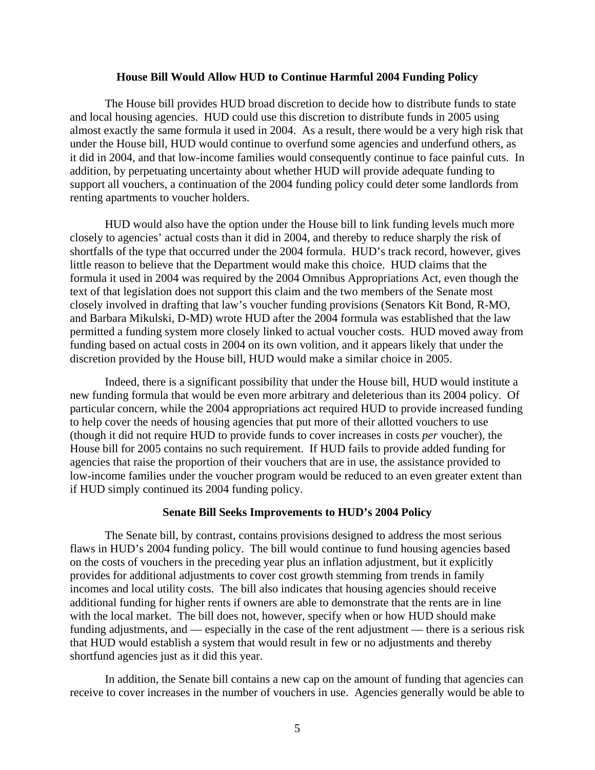## House Bill Would Allow HUD to Continue Harmful 2004 Funding Policy

The House bill provides HUD broad discretion to decide how to distribute funds to state and local housing agencies. HUD could use this discretion to distribute funds in 2005 using almost exactly the same formula it used in 2004. As a result, there would be a very high risk that under the House bill, HUD would continue to overfund some agencies and underfund others, as it did in 2004, and that low-income families would consequently continue to face painful cuts. In addition, by perpetuating uncertainty about whether HUD will provide adequate funding to support all vouchers, a continuation of the 2004 funding policy could deter some landlords from renting apartments to voucher holders.

HUD would also have the option under the House bill to link funding levels much more closely to agencies' actual costs than it did in 2004, and thereby to reduce sharply the risk of shortfalls of the type that occurred under the 2004 formula. HUD's track record, however, gives little reason to believe that the Department would make this choice. HUD claims that the formula it used in 2004 was required by the 2004 Omnibus Appropriations Act, even though the text of that legislation does not support this claim and the two members of the Senate most closely involved in drafting that law's voucher funding provisions (Senators Kit Bond, R-MO, and Barbara Mikulski, D-MD) wrote HUD after the 2004 formula was established that the law permitted a funding system more closely linked to actual voucher costs. HUD moved away from funding based on actual costs in 2004 on its own volition, and it appears likely that under the discretion provided by the House bill, HUD would make a similar choice in 2005.

Indeed, there is a significant possibility that under the House bill, HUD would institute a new funding formula that would be even more arbitrary and deleterious than its 2004 policy. Of particular concern, while the 2004 appropriations act required HUD to provide increased funding to help cover the needs of housing agencies that put more of their allotted vouchers to use (though it did not require HUD to provide funds to cover increases in costs *per* voucher), the House bill for 2005 contains no such requirement. If HUD fails to provide added funding for agencies that raise the proportion of their vouchers that are in use, the assistance provided to low-income families under the voucher program would be reduced to an even greater extent than if HUD simply continued its 2004 funding policy.

## Senate Bill Seeks Improvements to HUD's 2004 Policy

The Senate bill, by contrast, contains provisions designed to address the most serious flaws in HUD's 2004 funding policy. The bill would continue to fund housing agencies based on the costs of vouchers in the preceding year plus an inflation adjustment, but it explicitly provides for additional adjustments to cover cost growth stemming from trends in family incomes and local utility costs. The bill also indicates that housing agencies should receive additional funding for higher rents if owners are able to demonstrate that the rents are in line with the local market. The bill does not, however, specify when or how HUD should make funding adjustments, and — especially in the case of the rent adjustment — there is a serious risk that HUD would establish a system that would result in few or no adjustments and thereby shortfund agencies just as it did this year.

In addition, the Senate bill contains a new cap on the amount of funding that agencies can receive to cover increases in the number of vouchers in use. Agencies generally would be able to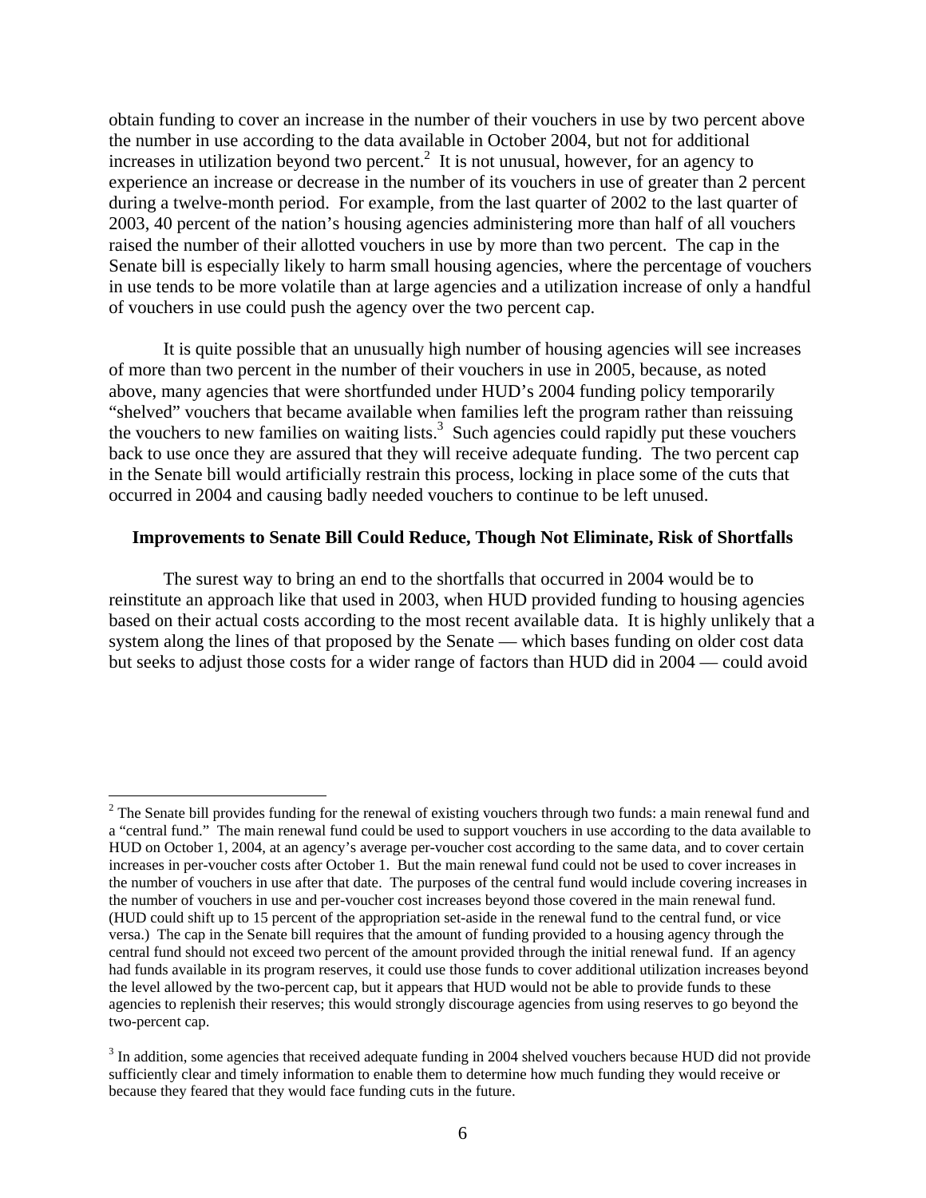obtain funding to cover an increase in the number of their vouchers in use by two percent above the number in use according to the data available in October 2004, but not for additional increases in utilization beyond two percent.[2] It is not unusual, however, for an agency to experience an increase or decrease in the number of its vouchers in use of greater than 2 percent during a twelve-month period. For example, from the last quarter of 2002 to the last quarter of 2003, 40 percent of the nation's housing agencies administering more than half of all vouchers raised the number of their allotted vouchers in use by more than two percent. The cap in the Senate bill is especially likely to harm small housing agencies, where the percentage of vouchers in use tends to be more volatile than at large agencies and a utilization increase of only a handful of vouchers in use could push the agency over the two percent cap.

It is quite possible that an unusually high number of housing agencies will see increases of more than two percent in the number of their vouchers in use in 2005, because, as noted above, many agencies that were shortfunded under HUD's 2004 funding policy temporarily "shelved" vouchers that became available when families left the program rather than reissuing the vouchers to new families on waiting lists.[3] Such agencies could rapidly put these vouchers back to use once they are assured that they will receive adequate funding. The two percent cap in the Senate bill would artificially restrain this process, locking in place some of the cuts that occurred in 2004 and causing badly needed vouchers to continue to be left unused.

### Improvements to Senate Bill Could Reduce, Though Not Eliminate, Risk of Shortfalls

The surest way to bring an end to the shortfalls that occurred in 2004 would be to reinstitute an approach like that used in 2003, when HUD provided funding to housing agencies based on their actual costs according to the most recent available data. It is highly unlikely that a system along the lines of that proposed by the Senate — which bases funding on older cost data but seeks to adjust those costs for a wider range of factors than HUD did in 2004 — could avoid

---

[2] The Senate bill provides funding for the renewal of existing vouchers through two funds: a main renewal fund and a "central fund." The main renewal fund could be used to support vouchers in use according to the data available to HUD on October 1, 2004, at an agency's average per-voucher cost according to the same data, and to cover certain increases in per-voucher costs after October 1. But the main renewal fund could not be used to cover increases in the number of vouchers in use after that date. The purposes of the central fund would include covering increases in the number of vouchers in use and per-voucher cost increases beyond those covered in the main renewal fund. (HUD could shift up to 15 percent of the appropriation set-aside in the renewal fund to the central fund, or vice versa.) The cap in the Senate bill requires that the amount of funding provided to a housing agency through the central fund should not exceed two percent of the amount provided through the initial renewal fund. If an agency had funds available in its program reserves, it could use those funds to cover additional utilization increases beyond the level allowed by the two-percent cap, but it appears that HUD would not be able to provide funds to these agencies to replenish their reserves; this would strongly discourage agencies from using reserves to go beyond the two-percent cap.

[3] In addition, some agencies that received adequate funding in 2004 shelved vouchers because HUD did not provide sufficiently clear and timely information to enable them to determine how much funding they would receive or because they feared that they would face funding cuts in the future.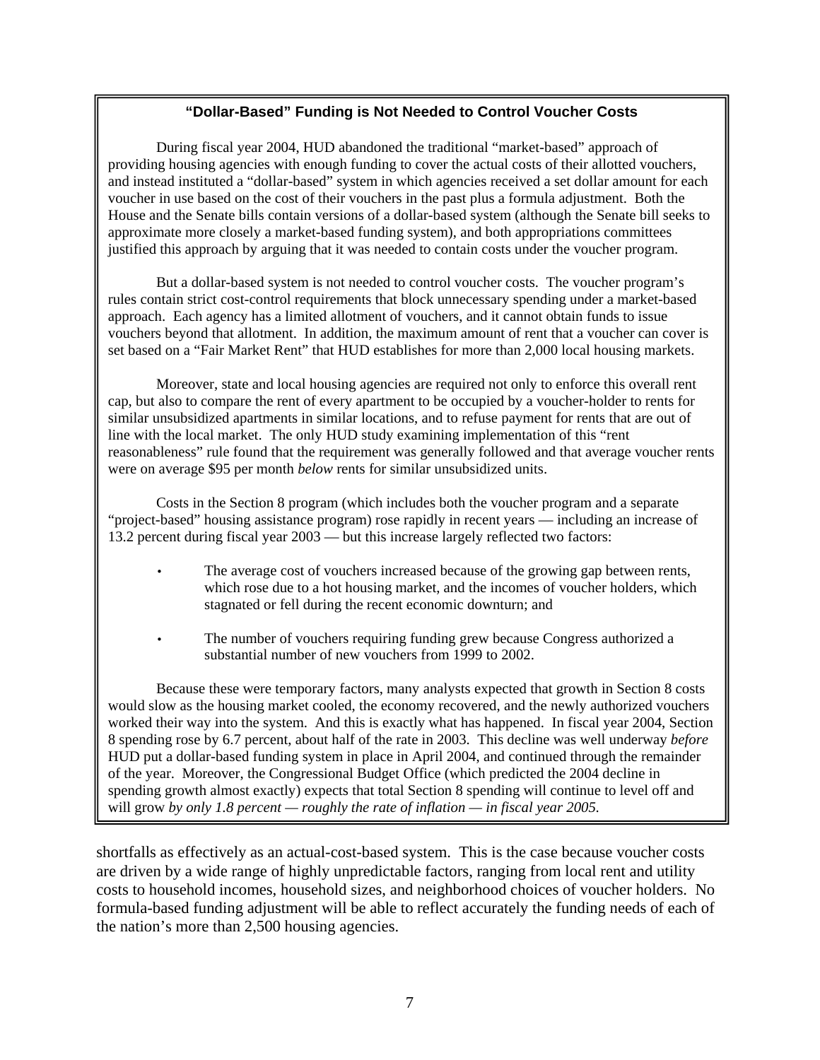### "Dollar-Based" Funding is Not Needed to Control Voucher Costs

During fiscal year 2004, HUD abandoned the traditional "market-based" approach of providing housing agencies with enough funding to cover the actual costs of their allotted vouchers, and instead instituted a "dollar-based" system in which agencies received a set dollar amount for each voucher in use based on the cost of their vouchers in the past plus a formula adjustment. Both the House and the Senate bills contain versions of a dollar-based system (although the Senate bill seeks to approximate more closely a market-based funding system), and both appropriations committees justified this approach by arguing that it was needed to contain costs under the voucher program.

But a dollar-based system is not needed to control voucher costs. The voucher program's rules contain strict cost-control requirements that block unnecessary spending under a market-based approach. Each agency has a limited allotment of vouchers, and it cannot obtain funds to issue vouchers beyond that allotment. In addition, the maximum amount of rent that a voucher can cover is set based on a "Fair Market Rent" that HUD establishes for more than 2,000 local housing markets.

Moreover, state and local housing agencies are required not only to enforce this overall rent cap, but also to compare the rent of every apartment to be occupied by a voucher-holder to rents for similar unsubsidized apartments in similar locations, and to refuse payment for rents that are out of line with the local market. The only HUD study examining implementation of this "rent reasonableness" rule found that the requirement was generally followed and that average voucher rents were on average $95 per month *below* rents for similar unsubsidized units.

Costs in the Section 8 program (which includes both the voucher program and a separate "project-based" housing assistance program) rose rapidly in recent years — including an increase of 13.2 percent during fiscal year 2003 — but this increase largely reflected two factors:

- The average cost of vouchers increased because of the growing gap between rents, which rose due to a hot housing market, and the incomes of voucher holders, which stagnated or fell during the recent economic downturn; and
- The number of vouchers requiring funding grew because Congress authorized a substantial number of new vouchers from 1999 to 2002.

Because these were temporary factors, many analysts expected that growth in Section 8 costs would slow as the housing market cooled, the economy recovered, and the newly authorized vouchers worked their way into the system. And this is exactly what has happened. In fiscal year 2004, Section 8 spending rose by 6.7 percent, about half of the rate in 2003. This decline was well underway *before* HUD put a dollar-based funding system in place in April 2004, and continued through the remainder of the year. Moreover, the Congressional Budget Office (which predicted the 2004 decline in spending growth almost exactly) expects that total Section 8 spending will continue to level off and will grow *by only 1.8 percent — roughly the rate of inflation — in fiscal year 2005.*

shortfalls as effectively as an actual-cost-based system. This is the case because voucher costs are driven by a wide range of highly unpredictable factors, ranging from local rent and utility costs to household incomes, household sizes, and neighborhood choices of voucher holders. No formula-based funding adjustment will be able to reflect accurately the funding needs of each of the nation's more than 2,500 housing agencies.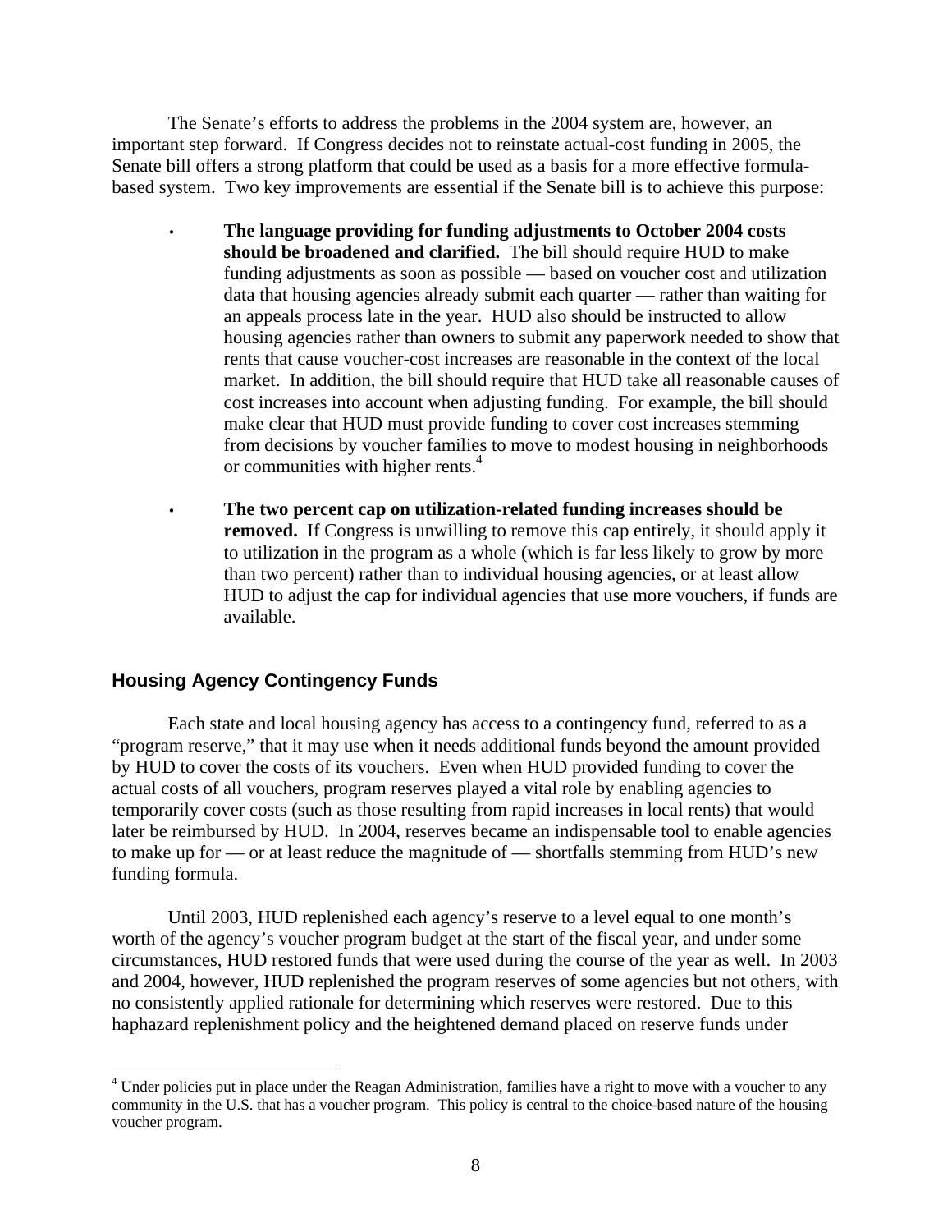The Senate's efforts to address the problems in the 2004 system are, however, an important step forward. If Congress decides not to reinstate actual-cost funding in 2005, the Senate bill offers a strong platform that could be used as a basis for a more effective formula-based system. Two key improvements are essential if the Senate bill is to achieve this purpose:

- **The language providing for funding adjustments to October 2004 costs should be broadened and clarified.** The bill should require HUD to make funding adjustments as soon as possible — based on voucher cost and utilization data that housing agencies already submit each quarter — rather than waiting for an appeals process late in the year. HUD also should be instructed to allow housing agencies rather than owners to submit any paperwork needed to show that rents that cause voucher-cost increases are reasonable in the context of the local market. In addition, the bill should require that HUD take all reasonable causes of cost increases into account when adjusting funding. For example, the bill should make clear that HUD must provide funding to cover cost increases stemming from decisions by voucher families to move to modest housing in neighborhoods or communities with higher rents.[4]

- **The two percent cap on utilization-related funding increases should be removed.** If Congress is unwilling to remove this cap entirely, it should apply it to utilization in the program as a whole (which is far less likely to grow by more than two percent) rather than to individual housing agencies, or at least allow HUD to adjust the cap for individual agencies that use more vouchers, if funds are available.

## Housing Agency Contingency Funds

Each state and local housing agency has access to a contingency fund, referred to as a "program reserve," that it may use when it needs additional funds beyond the amount provided by HUD to cover the costs of its vouchers. Even when HUD provided funding to cover the actual costs of all vouchers, program reserves played a vital role by enabling agencies to temporarily cover costs (such as those resulting from rapid increases in local rents) that would later be reimbursed by HUD. In 2004, reserves became an indispensable tool to enable agencies to make up for — or at least reduce the magnitude of — shortfalls stemming from HUD's new funding formula.

Until 2003, HUD replenished each agency's reserve to a level equal to one month's worth of the agency's voucher program budget at the start of the fiscal year, and under some circumstances, HUD restored funds that were used during the course of the year as well. In 2003 and 2004, however, HUD replenished the program reserves of some agencies but not others, with no consistently applied rationale for determining which reserves were restored. Due to this haphazard replenishment policy and the heightened demand placed on reserve funds under

[4] Under policies put in place under the Reagan Administration, families have a right to move with a voucher to any community in the U.S. that has a voucher program. This policy is central to the choice-based nature of the housing voucher program.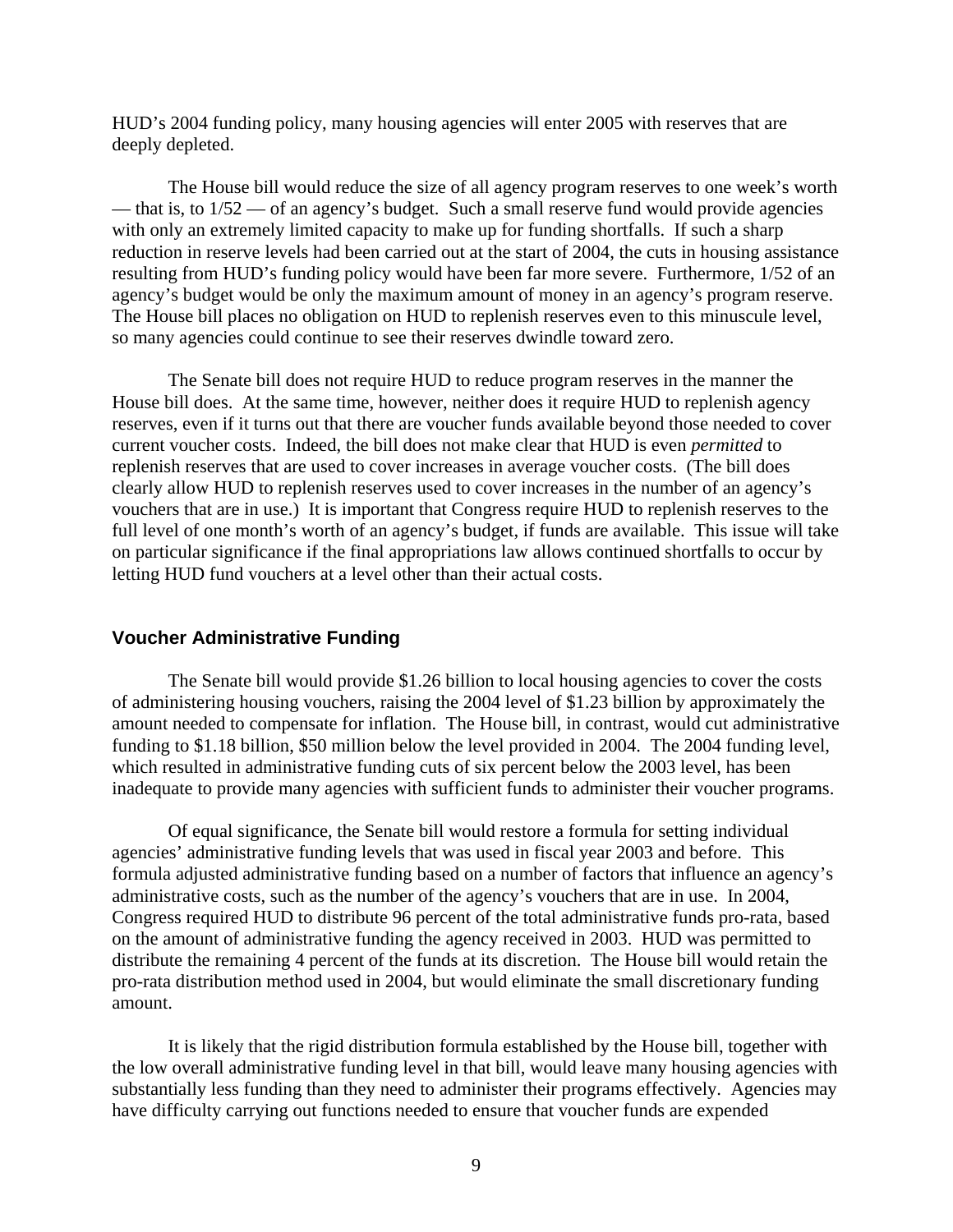HUD's 2004 funding policy, many housing agencies will enter 2005 with reserves that are deeply depleted.

The House bill would reduce the size of all agency program reserves to one week's worth — that is, to 1/52 — of an agency's budget. Such a small reserve fund would provide agencies with only an extremely limited capacity to make up for funding shortfalls. If such a sharp reduction in reserve levels had been carried out at the start of 2004, the cuts in housing assistance resulting from HUD's funding policy would have been far more severe. Furthermore, 1/52 of an agency's budget would be only the maximum amount of money in an agency's program reserve. The House bill places no obligation on HUD to replenish reserves even to this minuscule level, so many agencies could continue to see their reserves dwindle toward zero.

The Senate bill does not require HUD to reduce program reserves in the manner the House bill does. At the same time, however, neither does it require HUD to replenish agency reserves, even if it turns out that there are voucher funds available beyond those needed to cover current voucher costs. Indeed, the bill does not make clear that HUD is even *permitted* to replenish reserves that are used to cover increases in average voucher costs. (The bill does clearly allow HUD to replenish reserves used to cover increases in the number of an agency's vouchers that are in use.) It is important that Congress require HUD to replenish reserves to the full level of one month's worth of an agency's budget, if funds are available. This issue will take on particular significance if the final appropriations law allows continued shortfalls to occur by letting HUD fund vouchers at a level other than their actual costs.

## Voucher Administrative Funding

The Senate bill would provide $1.26 billion to local housing agencies to cover the costs of administering housing vouchers, raising the 2004 level of $1.23 billion by approximately the amount needed to compensate for inflation. The House bill, in contrast, would cut administrative funding to $1.18 billion, $50 million below the level provided in 2004. The 2004 funding level, which resulted in administrative funding cuts of six percent below the 2003 level, has been inadequate to provide many agencies with sufficient funds to administer their voucher programs.

Of equal significance, the Senate bill would restore a formula for setting individual agencies' administrative funding levels that was used in fiscal year 2003 and before. This formula adjusted administrative funding based on a number of factors that influence an agency's administrative costs, such as the number of the agency's vouchers that are in use. In 2004, Congress required HUD to distribute 96 percent of the total administrative funds pro-rata, based on the amount of administrative funding the agency received in 2003. HUD was permitted to distribute the remaining 4 percent of the funds at its discretion. The House bill would retain the pro-rata distribution method used in 2004, but would eliminate the small discretionary funding amount.

It is likely that the rigid distribution formula established by the House bill, together with the low overall administrative funding level in that bill, would leave many housing agencies with substantially less funding than they need to administer their programs effectively. Agencies may have difficulty carrying out functions needed to ensure that voucher funds are expended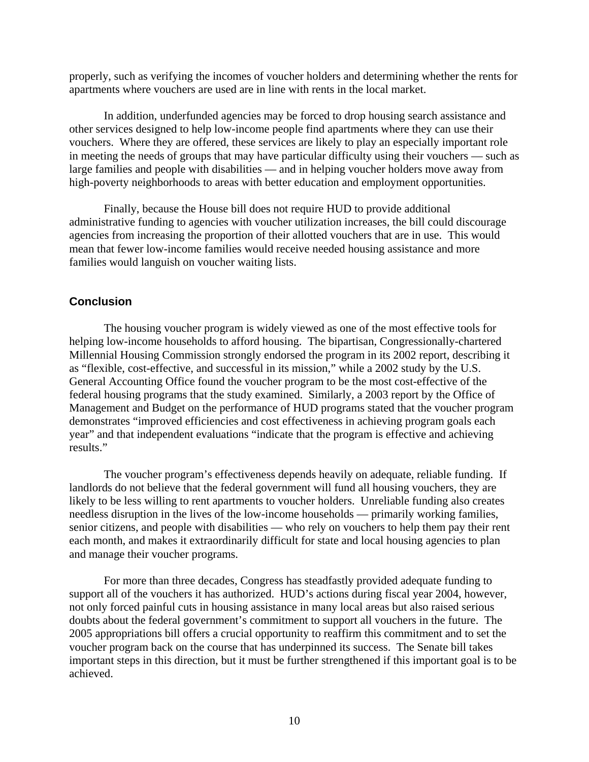properly, such as verifying the incomes of voucher holders and determining whether the rents for apartments where vouchers are used are in line with rents in the local market.

In addition, underfunded agencies may be forced to drop housing search assistance and other services designed to help low-income people find apartments where they can use their vouchers. Where they are offered, these services are likely to play an especially important role in meeting the needs of groups that may have particular difficulty using their vouchers — such as large families and people with disabilities — and in helping voucher holders move away from high-poverty neighborhoods to areas with better education and employment opportunities.

Finally, because the House bill does not require HUD to provide additional administrative funding to agencies with voucher utilization increases, the bill could discourage agencies from increasing the proportion of their allotted vouchers that are in use. This would mean that fewer low-income families would receive needed housing assistance and more families would languish on voucher waiting lists.

## Conclusion

The housing voucher program is widely viewed as one of the most effective tools for helping low-income households to afford housing. The bipartisan, Congressionally-chartered Millennial Housing Commission strongly endorsed the program in its 2002 report, describing it as "flexible, cost-effective, and successful in its mission," while a 2002 study by the U.S. General Accounting Office found the voucher program to be the most cost-effective of the federal housing programs that the study examined. Similarly, a 2003 report by the Office of Management and Budget on the performance of HUD programs stated that the voucher program demonstrates "improved efficiencies and cost effectiveness in achieving program goals each year" and that independent evaluations "indicate that the program is effective and achieving results."

The voucher program's effectiveness depends heavily on adequate, reliable funding. If landlords do not believe that the federal government will fund all housing vouchers, they are likely to be less willing to rent apartments to voucher holders. Unreliable funding also creates needless disruption in the lives of the low-income households — primarily working families, senior citizens, and people with disabilities — who rely on vouchers to help them pay their rent each month, and makes it extraordinarily difficult for state and local housing agencies to plan and manage their voucher programs.

For more than three decades, Congress has steadfastly provided adequate funding to support all of the vouchers it has authorized. HUD's actions during fiscal year 2004, however, not only forced painful cuts in housing assistance in many local areas but also raised serious doubts about the federal government's commitment to support all vouchers in the future. The 2005 appropriations bill offers a crucial opportunity to reaffirm this commitment and to set the voucher program back on the course that has underpinned its success. The Senate bill takes important steps in this direction, but it must be further strengthened if this important goal is to be achieved.